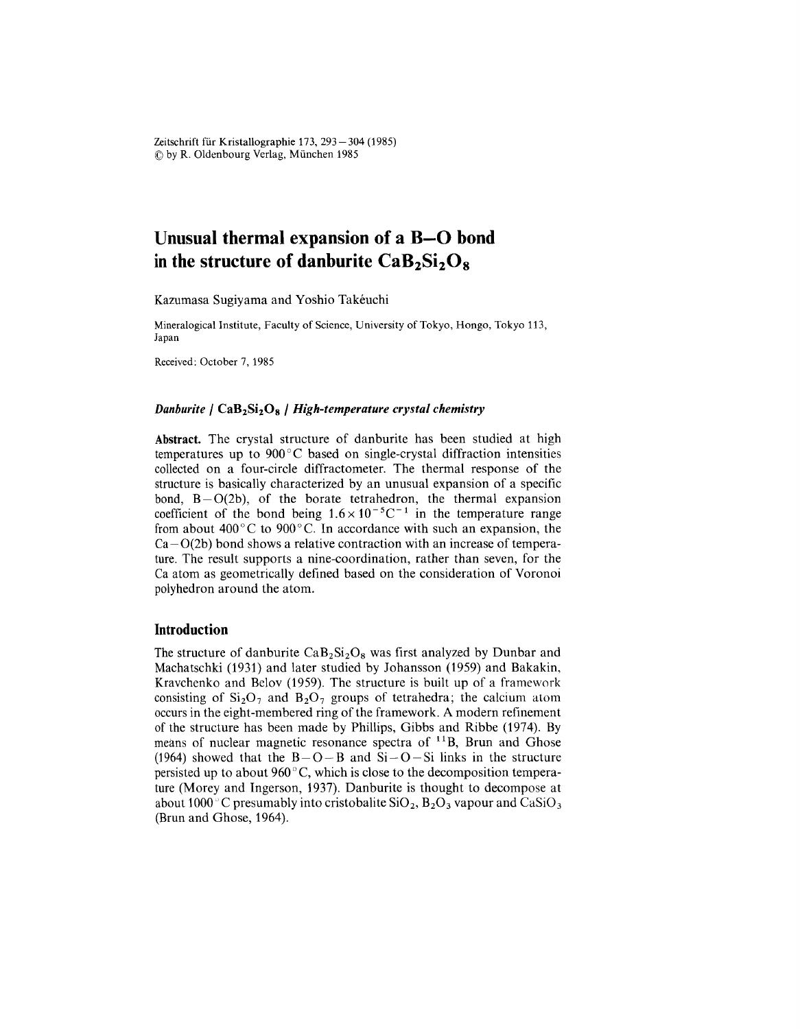Zeitschrift für Kristallographie 173, 293–304 (1985)
© by R. Oldenbourg Verlag, München 1985

# Unusual thermal expansion of a B–O bond in the structure of danburite $CaB_2Si_2O_8$

Kazumasa Sugiyama and Yoshio Takéuchi

Mineralogical Institute, Faculty of Science, University of Tokyo, Hongo, Tokyo 113, Japan

Received: October 7, 1985

***Danburite / $CaB_2Si_2O_8$ / High-temperature crystal chemistry***

**Abstract.** The crystal structure of danburite has been studied at high temperatures up to 900 °C based on single-crystal diffraction intensities collected on a four-circle diffractometer. The thermal response of the structure is basically characterized by an unusual expansion of a specific bond, B–O(2b), of the borate tetrahedron, the thermal expansion coefficient of the bond being $1.6 \times 10^{-5} C^{-1}$ in the temperature range from about 400 °C to 900 °C. In accordance with such an expansion, the Ca–O(2b) bond shows a relative contraction with an increase of temperature. The result supports a nine-coordination, rather than seven, for the Ca atom as geometrically defined based on the consideration of Voronoi polyhedron around the atom.

## Introduction

The structure of danburite $CaB_2Si_2O_8$ was first analyzed by Dunbar and Machatschki (1931) and later studied by Johansson (1959) and Bakakin, Kravchenko and Belov (1959). The structure is built up of a framework consisting of $Si_2O_7$ and $B_2O_7$ groups of tetrahedra; the calcium atom occurs in the eight-membered ring of the framework. A modern refinement of the structure has been made by Phillips, Gibbs and Ribbe (1974). By means of nuclear magnetic resonance spectra of $^{11}B$, Brun and Ghose (1964) showed that the B–O–B and Si–O–Si links in the structure persisted up to about 960 °C, which is close to the decomposition temperature (Morey and Ingerson, 1937). Danburite is thought to decompose at about 1000 °C presumably into cristobalite $SiO_2$, $B_2O_3$ vapour and $CaSiO_3$ (Brun and Ghose, 1964).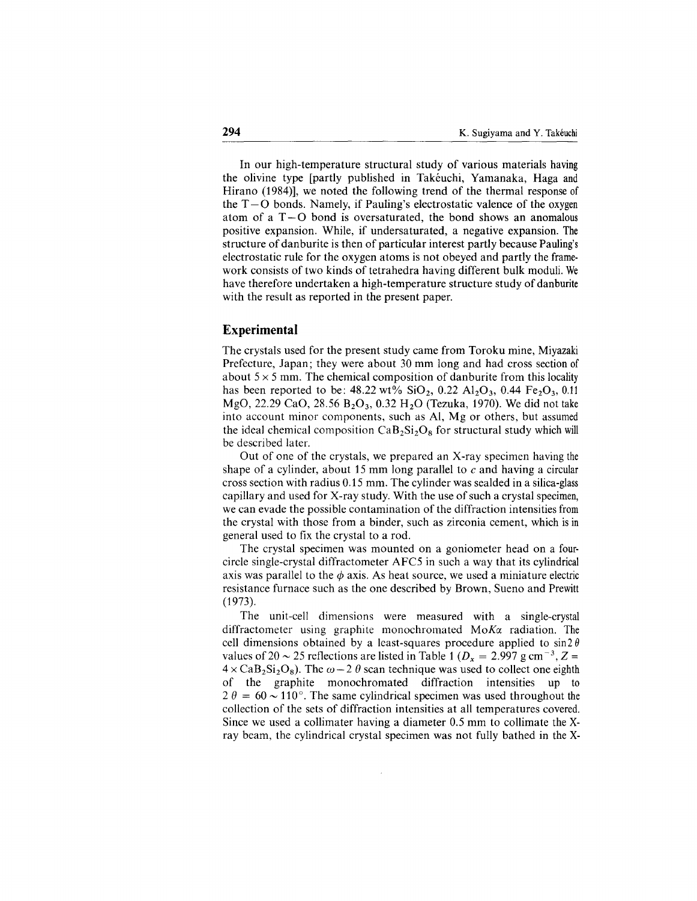In our high-temperature structural study of various materials having the olivine type [partly published in Takéuchi, Yamanaka, Haga and Hirano (1984)], we noted the following trend of the thermal response of the T–O bonds. Namely, if Pauling's electrostatic valence of the oxygen atom of a T–O bond is oversaturated, the bond shows an anomalous positive expansion. While, if undersaturated, a negative expansion. The structure of danburite is then of particular interest partly because Pauling's electrostatic rule for the oxygen atoms is not obeyed and partly the framework consists of two kinds of tetrahedra having different bulk moduli. We have therefore undertaken a high-temperature structure study of danburite with the result as reported in the present paper.

## Experimental

The crystals used for the present study came from Toroku mine, Miyazaki Prefecture, Japan; they were about 30 mm long and had cross section of about 5 × 5 mm. The chemical composition of danburite from this locality has been reported to be: 48.22 wt% $SiO_2$, 0.22 $Al_2O_3$, 0.44 $Fe_2O_3$, 0.11 MgO, 22.29 CaO, 28.56 $B_2O_3$, 0.32 $H_2O$ (Tezuka, 1970). We did not take into account minor components, such as Al, Mg or others, but assumed the ideal chemical composition $CaB_2Si_2O_8$ for structural study which will be described later.

Out of one of the crystals, we prepared an X-ray specimen having the shape of a cylinder, about 15 mm long parallel to $c$ and having a circular cross section with radius 0.15 mm. The cylinder was sealded in a silica-glass capillary and used for X-ray study. With the use of such a crystal specimen, we can evade the possible contamination of the diffraction intensities from the crystal with those from a binder, such as zirconia cement, which is in general used to fix the crystal to a rod.

The crystal specimen was mounted on a goniometer head on a four-circle single-crystal diffractometer AFC5 in such a way that its cylindrical axis was parallel to the $\phi$ axis. As heat source, we used a miniature electric resistance furnace such as the one described by Brown, Sueno and Prewitt (1973).

The unit-cell dimensions were measured with a single-crystal diffractometer using graphite monochromated Mo$K\alpha$ radiation. The cell dimensions obtained by a least-squares procedure applied to $\sin 2\theta$ values of 20 ~ 25 reflections are listed in Table 1 ($D_x$ = 2.997 g cm$^{-3}$, $Z$ = 4 × $CaB_2Si_2O_8$). The $\omega - 2\theta$ scan technique was used to collect one eighth of the graphite monochromated diffraction intensities up to $2\theta = 60 \sim 110°$. The same cylindrical specimen was used throughout the collection of the sets of diffraction intensities at all temperatures covered. Since we used a collimater having a diameter 0.5 mm to collimate the X-ray beam, the cylindrical crystal specimen was not fully bathed in the X-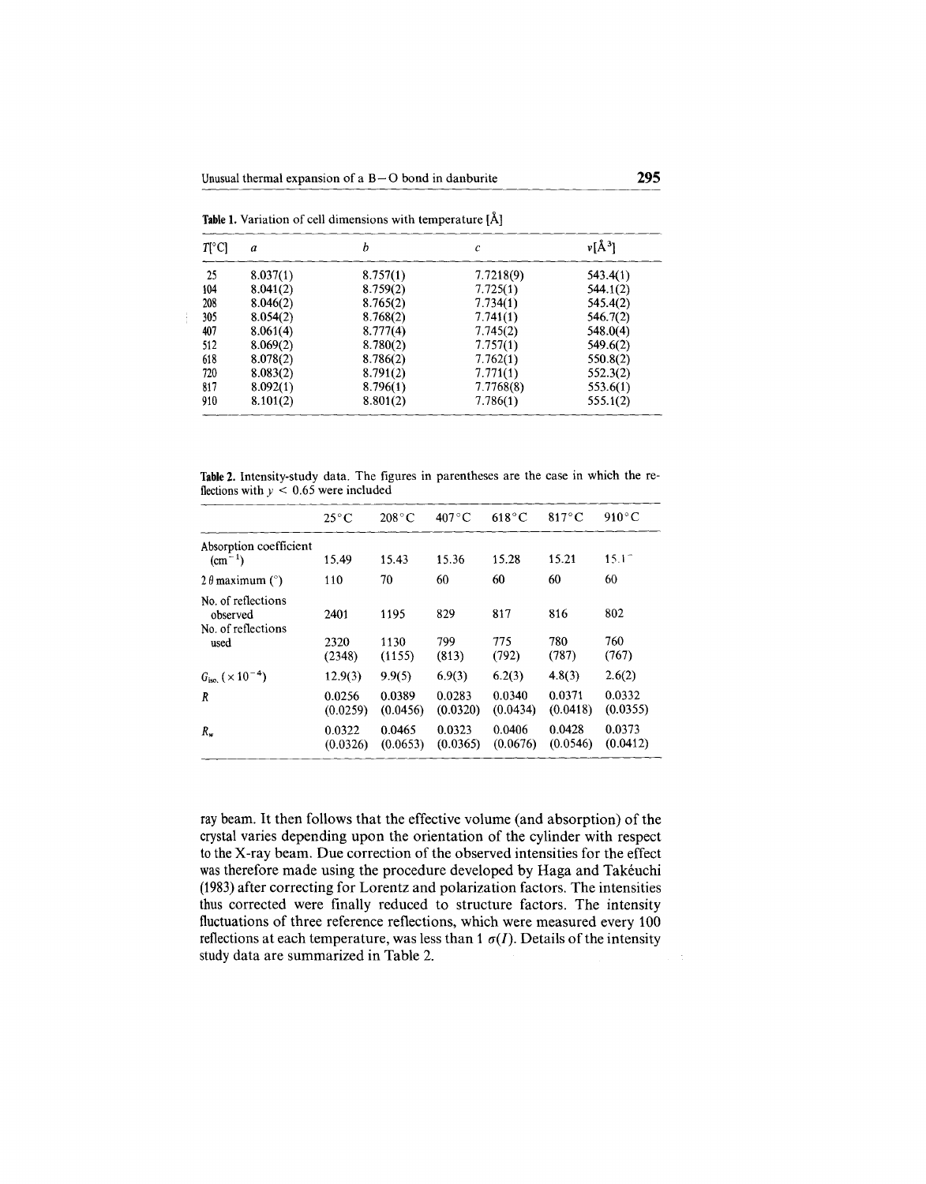**Table 1.** Variation of cell dimensions with temperature [Å]

| $T$[°C] | $a$ | $b$ | $c$ | $v$[Å$^3$] |
|---|---|---|---|---|
| 25 | 8.037(1) | 8.757(1) | 7.7218(9) | 543.4(1) |
| 104 | 8.041(2) | 8.759(2) | 7.725(1) | 544.1(2) |
| 208 | 8.046(2) | 8.765(2) | 7.734(1) | 545.4(2) |
| 305 | 8.054(2) | 8.768(2) | 7.741(1) | 546.7(2) |
| 407 | 8.061(4) | 8.777(4) | 7.745(2) | 548.0(4) |
| 512 | 8.069(2) | 8.780(2) | 7.757(1) | 549.6(2) |
| 618 | 8.078(2) | 8.786(2) | 7.762(1) | 550.8(2) |
| 720 | 8.083(2) | 8.791(2) | 7.771(1) | 552.3(2) |
| 817 | 8.092(1) | 8.796(1) | 7.7768(8) | 553.6(1) |
| 910 | 8.101(2) | 8.801(2) | 7.786(1) | 555.1(2) |

**Table 2.** Intensity-study data. The figures in parentheses are the case in which the reflections with $y < 0.65$ were included

| | 25°C | 208°C | 407°C | 618°C | 817°C | 910°C |
|---|---|---|---|---|---|---|
| Absorption coefficient (cm$^{-1}$) | 15.49 | 15.43 | 15.36 | 15.28 | 15.21 | 15.17 |
| $2\theta$ maximum (°) | 110 | 70 | 60 | 60 | 60 | 60 |
| No. of reflections observed | 2401 | 1195 | 829 | 817 | 816 | 802 |
| No. of reflections used | 2320 (2348) | 1130 (1155) | 799 (813) | 775 (792) | 780 (787) | 760 (767) |
| $G_{iso.}$ ($\times 10^{-4}$) | 12.9(3) | 9.9(5) | 6.9(3) | 6.2(3) | 4.8(3) | 2.6(2) |
| $R$ | 0.0256 (0.0259) | 0.0389 (0.0456) | 0.0283 (0.0320) | 0.0340 (0.0434) | 0.0371 (0.0418) | 0.0332 (0.0355) |
| $R_w$ | 0.0322 (0.0326) | 0.0465 (0.0653) | 0.0323 (0.0365) | 0.0406 (0.0676) | 0.0428 (0.0546) | 0.0373 (0.0412) |

ray beam. It then follows that the effective volume (and absorption) of the crystal varies depending upon the orientation of the cylinder with respect to the X-ray beam. Due correction of the observed intensities for the effect was therefore made using the procedure developed by Haga and Takéuchi (1983) after correcting for Lorentz and polarization factors. The intensities thus corrected were finally reduced to structure factors. The intensity fluctuations of three reference reflections, which were measured every 100 reflections at each temperature, was less than 1 $\sigma(I)$. Details of the intensity study data are summarized in Table 2.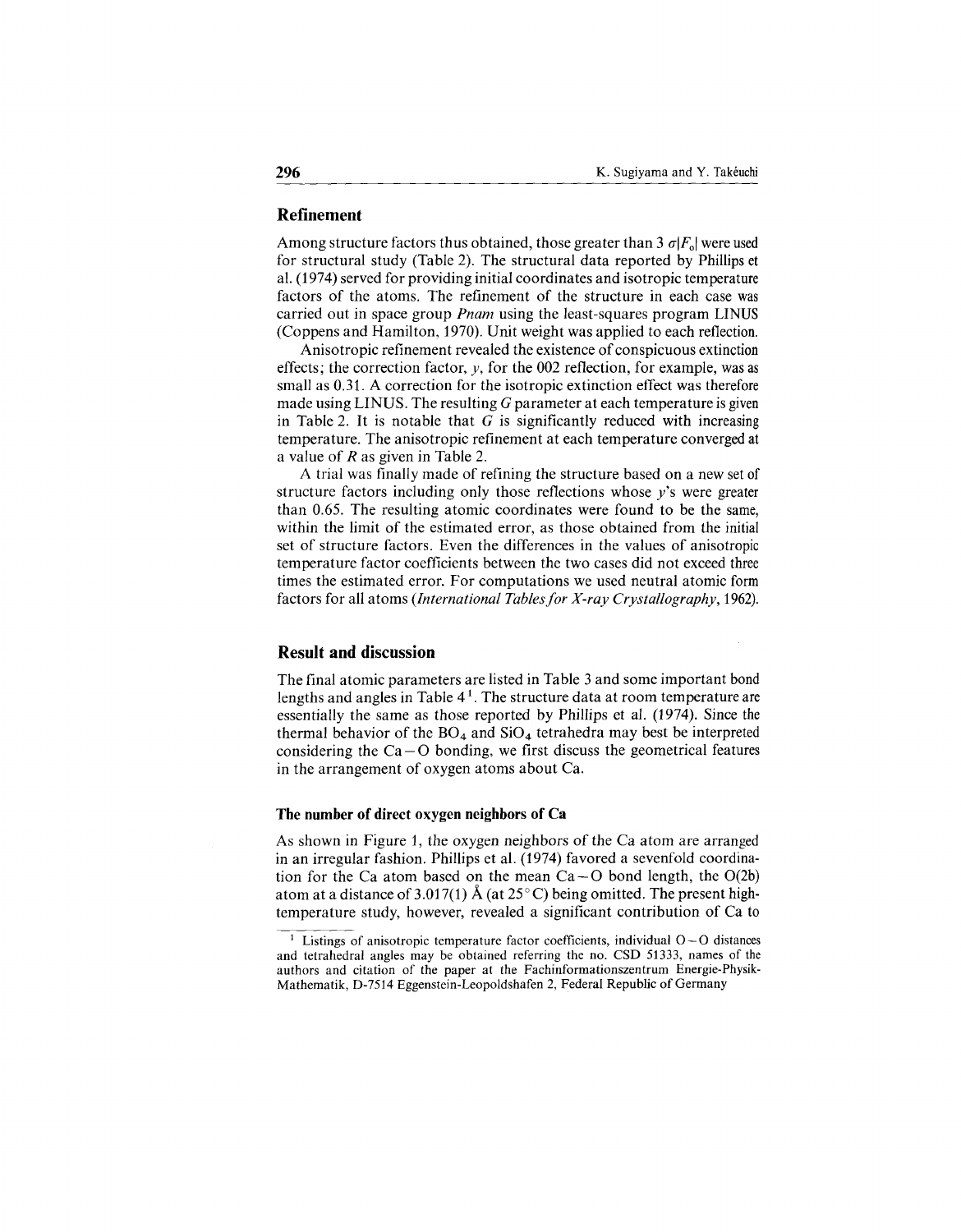## Refinement

Among structure factors thus obtained, those greater than $3\,\sigma|F_o|$ were used for structural study (Table 2). The structural data reported by Phillips et al. (1974) served for providing initial coordinates and isotropic temperature factors of the atoms. The refinement of the structure in each case was carried out in space group *Pnam* using the least-squares program LINUS (Coppens and Hamilton, 1970). Unit weight was applied to each reflection.

Anisotropic refinement revealed the existence of conspicuous extinction effects; the correction factor, $y$, for the 002 reflection, for example, was as small as 0.31. A correction for the isotropic extinction effect was therefore made using LINUS. The resulting $G$ parameter at each temperature is given in Table 2. It is notable that $G$ is significantly reduced with increasing temperature. The anisotropic refinement at each temperature converged at a value of $R$ as given in Table 2.

A trial was finally made of refining the structure based on a new set of structure factors including only those reflections whose $y$'s were greater than 0.65. The resulting atomic coordinates were found to be the same, within the limit of the estimated error, as those obtained from the initial set of structure factors. Even the differences in the values of anisotropic temperature factor coefficients between the two cases did not exceed three times the estimated error. For computations we used neutral atomic form factors for all atoms (*International Tables for X-ray Crystallography*, 1962).

## Result and discussion

The final atomic parameters are listed in Table 3 and some important bond lengths and angles in Table 4[1]. The structure data at room temperature are essentially the same as those reported by Phillips et al. (1974). Since the thermal behavior of the $BO_4$ and $SiO_4$ tetrahedra may best be interpreted considering the Ca–O bonding, we first discuss the geometrical features in the arrangement of oxygen atoms about Ca.

### The number of direct oxygen neighbors of Ca

As shown in Figure 1, the oxygen neighbors of the Ca atom are arranged in an irregular fashion. Phillips et al. (1974) favored a sevenfold coordination for the Ca atom based on the mean Ca–O bond length, the O(2b) atom at a distance of 3.017(1) Å (at 25 °C) being omitted. The present high-temperature study, however, revealed a significant contribution of Ca to

[1] Listings of anisotropic temperature factor coefficients, individual O–O distances and tetrahedral angles may be obtained referring the no. CSD 51333, names of the authors and citation of the paper at the Fachinformationszentrum Energie-Physik-Mathematik, D-7514 Eggenstein-Leopoldshafen 2, Federal Republic of Germany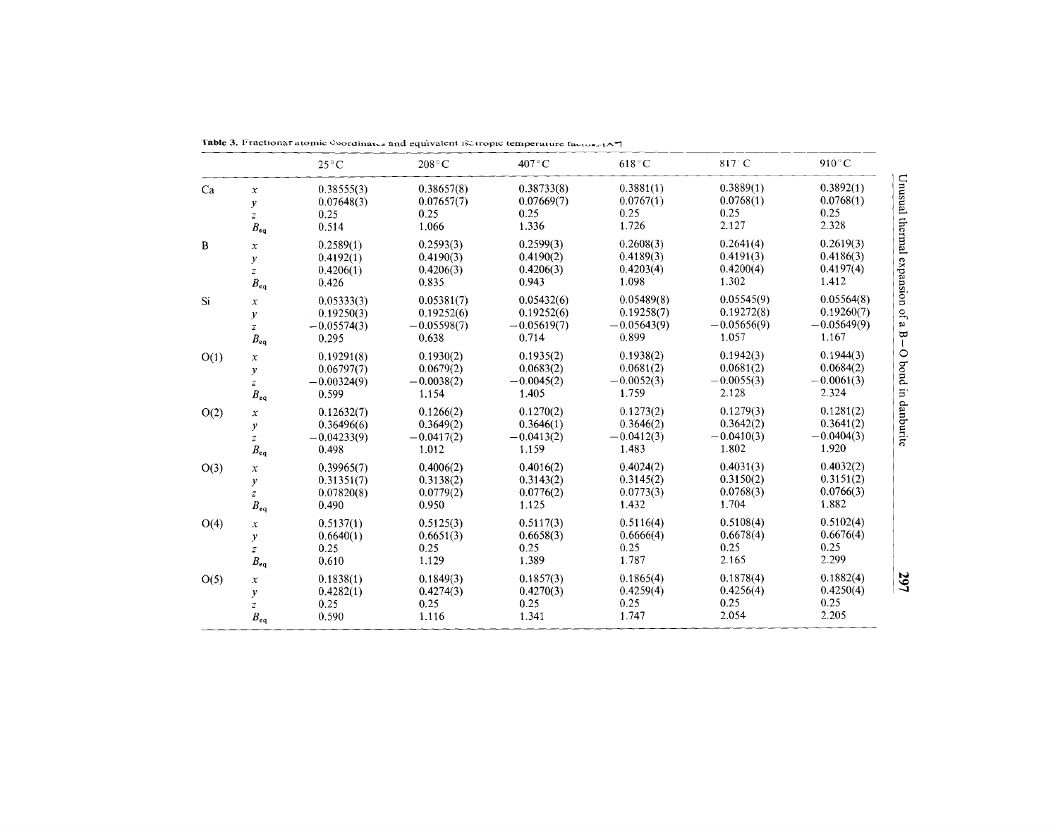Table 3. Fractional atomic coordinates and equivalent isotropic temperature factors [Å²]

| | | 25 °C | 208 °C | 407 °C | 618 °C | 817 °C | 910 °C |
|---|---|---|---|---|---|---|---|
| Ca | $x$ | 0.38555(3) | 0.38657(8) | 0.38733(8) | 0.3881(1) | 0.3889(1) | 0.3892(1) |
| | $y$ | 0.07648(3) | 0.07657(7) | 0.07669(7) | 0.0767(1) | 0.0768(1) | 0.0768(1) |
| | $z$ | 0.25 | 0.25 | 0.25 | 0.25 | 0.25 | 0.25 |
| | $B_{eq}$ | 0.514 | 1.066 | 1.336 | 1.726 | 2.127 | 2.328 |
| B | $x$ | 0.2589(1) | 0.2593(3) | 0.2599(3) | 0.2608(3) | 0.2641(4) | 0.2619(3) |
| | $y$ | 0.4192(1) | 0.4190(3) | 0.4190(2) | 0.4189(3) | 0.4191(3) | 0.4186(3) |
| | $z$ | 0.4206(1) | 0.4206(3) | 0.4206(3) | 0.4203(4) | 0.4200(4) | 0.4197(4) |
| | $B_{eq}$ | 0.426 | 0.835 | 0.943 | 1.098 | 1.302 | 1.412 |
| Si | $x$ | 0.05333(3) | 0.05381(7) | 0.05432(6) | 0.05489(8) | 0.05545(9) | 0.05564(8) |
| | $y$ | 0.19250(3) | 0.19252(6) | 0.19252(6) | 0.19258(7) | 0.19272(8) | 0.19260(7) |
| | $z$ | −0.05574(3) | −0.05598(7) | −0.05619(7) | −0.05643(9) | −0.05656(9) | −0.05649(9) |
| | $B_{eq}$ | 0.295 | 0.638 | 0.714 | 0.899 | 1.057 | 1.167 |
| O(1) | $x$ | 0.19291(8) | 0.1930(2) | 0.1935(2) | 0.1938(2) | 0.1942(3) | 0.1944(3) |
| | $y$ | 0.06797(7) | 0.0679(2) | 0.0683(2) | 0.0681(2) | 0.0681(2) | 0.0684(2) |
| | $z$ | −0.00324(9) | −0.0038(2) | −0.0045(2) | −0.0052(3) | −0.0055(3) | −0.0061(3) |
| | $B_{eq}$ | 0.599 | 1.154 | 1.405 | 1.759 | 2.128 | 2.324 |
| O(2) | $x$ | 0.12632(7) | 0.1266(2) | 0.1270(2) | 0.1273(2) | 0.1279(3) | 0.1281(2) |
| | $y$ | 0.36496(6) | 0.3649(2) | 0.3646(1) | 0.3646(2) | 0.3642(2) | 0.3641(2) |
| | $z$ | −0.04233(9) | −0.0417(2) | −0.0413(2) | −0.0412(3) | −0.0410(3) | −0.0404(3) |
| | $B_{eq}$ | 0.498 | 1.012 | 1.159 | 1.483 | 1.802 | 1.920 |
| O(3) | $x$ | 0.39965(7) | 0.4006(2) | 0.4016(2) | 0.4024(2) | 0.4031(3) | 0.4032(2) |
| | $y$ | 0.31351(7) | 0.3138(2) | 0.3143(2) | 0.3145(2) | 0.3150(2) | 0.3151(2) |
| | $z$ | 0.07820(8) | 0.0779(2) | 0.0776(2) | 0.0773(3) | 0.0768(3) | 0.0766(3) |
| | $B_{eq}$ | 0.490 | 0.950 | 1.125 | 1.432 | 1.704 | 1.882 |
| O(4) | $x$ | 0.5137(1) | 0.5125(3) | 0.5117(3) | 0.5116(4) | 0.5108(4) | 0.5102(4) |
| | $y$ | 0.6640(1) | 0.6651(3) | 0.6658(3) | 0.6666(4) | 0.6678(4) | 0.6676(4) |
| | $z$ | 0.25 | 0.25 | 0.25 | 0.25 | 0.25 | 0.25 |
| | $B_{eq}$ | 0.610 | 1.129 | 1.389 | 1.787 | 2.165 | 2.299 |
| O(5) | $x$ | 0.1838(1) | 0.1849(3) | 0.1857(3) | 0.1865(4) | 0.1878(4) | 0.1882(4) |
| | $y$ | 0.4282(1) | 0.4274(3) | 0.4270(3) | 0.4259(4) | 0.4256(4) | 0.4250(4) |
| | $z$ | 0.25 | 0.25 | 0.25 | 0.25 | 0.25 | 0.25 |
| | $B_{eq}$ | 0.590 | 1.116 | 1.341 | 1.747 | 2.054 | 2.205 |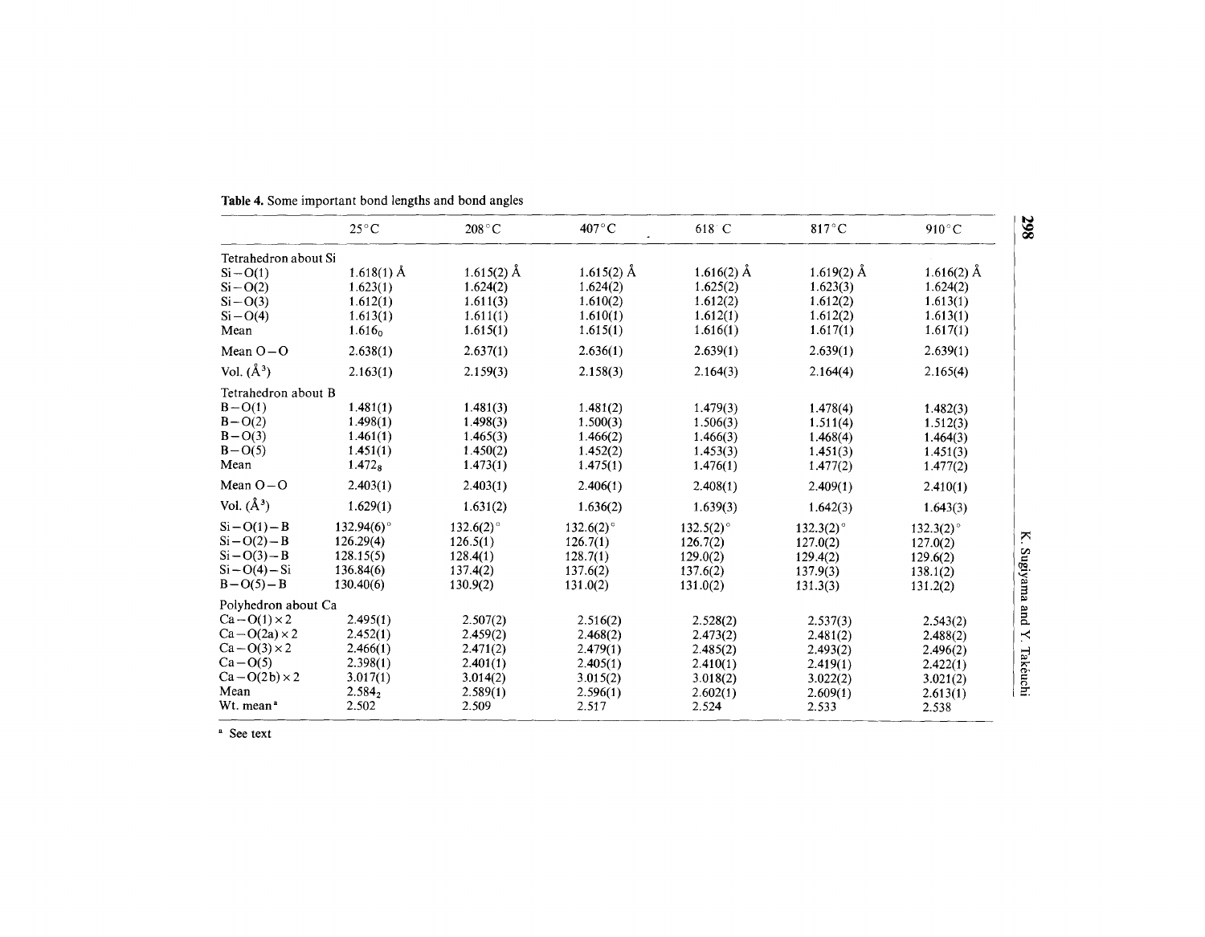**Table 4.** Some important bond lengths and bond angles

| | 25 °C | 208 °C | 407 °C | 618 °C | 817 °C | 910 °C |
|---|---|---|---|---|---|---|
| Tetrahedron about Si | | | | | | |
| Si – O(1) | 1.618(1) Å | 1.615(2) Å | 1.615(2) Å | 1.616(2) Å | 1.619(2) Å | 1.616(2) Å |
| Si – O(2) | 1.623(1) | 1.624(2) | 1.624(2) | 1.625(2) | 1.623(3) | 1.624(2) |
| Si – O(3) | 1.612(1) | 1.611(3) | 1.610(2) | 1.612(2) | 1.612(2) | 1.613(1) |
| Si – O(4) | 1.613(1) | 1.611(1) | 1.610(1) | 1.612(1) | 1.612(2) | 1.613(1) |
| Mean | $1.616_0$ | 1.615(1) | 1.615(1) | 1.616(1) | 1.617(1) | 1.617(1) |
| Mean O – O | 2.638(1) | 2.637(1) | 2.636(1) | 2.639(1) | 2.639(1) | 2.639(1) |
| Vol. ($Å^3$) | 2.163(1) | 2.159(3) | 2.158(3) | 2.164(3) | 2.164(4) | 2.165(4) |
| Tetrahedron about B | | | | | | |
| B – O(1) | 1.481(1) | 1.481(3) | 1.481(2) | 1.479(3) | 1.478(4) | 1.482(3) |
| B – O(2) | 1.498(1) | 1.498(3) | 1.500(3) | 1.506(3) | 1.511(4) | 1.512(3) |
| B – O(3) | 1.461(1) | 1.465(3) | 1.466(2) | 1.466(3) | 1.468(4) | 1.464(3) |
| B – O(5) | 1.451(1) | 1.450(2) | 1.452(2) | 1.453(3) | 1.451(3) | 1.451(3) |
| Mean | $1.472_8$ | 1.473(1) | 1.475(1) | 1.476(1) | 1.477(2) | 1.477(2) |
| Mean O – O | 2.403(1) | 2.403(1) | 2.406(1) | 2.408(1) | 2.409(1) | 2.410(1) |
| Vol. ($Å^3$) | 1.629(1) | 1.631(2) | 1.636(2) | 1.639(3) | 1.642(3) | 1.643(3) |
| Si – O(1) – B | 132.94(6)° | 132.6(2)° | 132.6(2)° | 132.5(2)° | 132.3(2)° | 132.3(2)° |
| Si – O(2) – B | 126.29(4) | 126.5(1) | 126.7(1) | 126.7(2) | 127.0(2) | 127.0(2) |
| Si – O(3) – B | 128.15(5) | 128.4(1) | 128.7(1) | 129.0(2) | 129.4(2) | 129.6(2) |
| Si – O(4) – Si | 136.84(6) | 137.4(2) | 137.6(2) | 137.6(2) | 137.9(3) | 138.1(2) |
| B – O(5) – B | 130.40(6) | 130.9(2) | 131.0(2) | 131.0(2) | 131.3(3) | 131.2(2) |
| Polyhedron about Ca | | | | | | |
| Ca – O(1) × 2 | 2.495(1) | 2.507(2) | 2.516(2) | 2.528(2) | 2.537(3) | 2.543(2) |
| Ca – O(2a) × 2 | 2.452(1) | 2.459(2) | 2.468(2) | 2.473(2) | 2.481(2) | 2.488(2) |
| Ca – O(3) × 2 | 2.466(1) | 2.471(2) | 2.479(1) | 2.485(2) | 2.493(2) | 2.496(2) |
| Ca – O(5) | 2.398(1) | 2.401(1) | 2.405(1) | 2.410(1) | 2.419(1) | 2.422(1) |
| Ca – O(2b) × 2 | 3.017(1) | 3.014(2) | 3.015(2) | 3.018(2) | 3.022(2) | 3.021(2) |
| Mean | $2.584_2$ | 2.589(1) | 2.596(1) | 2.602(1) | 2.609(1) | 2.613(1) |
| Wt. mean [a] | 2.502 | 2.509 | 2.517 | 2.524 | 2.533 | 2.538 |

[a] See text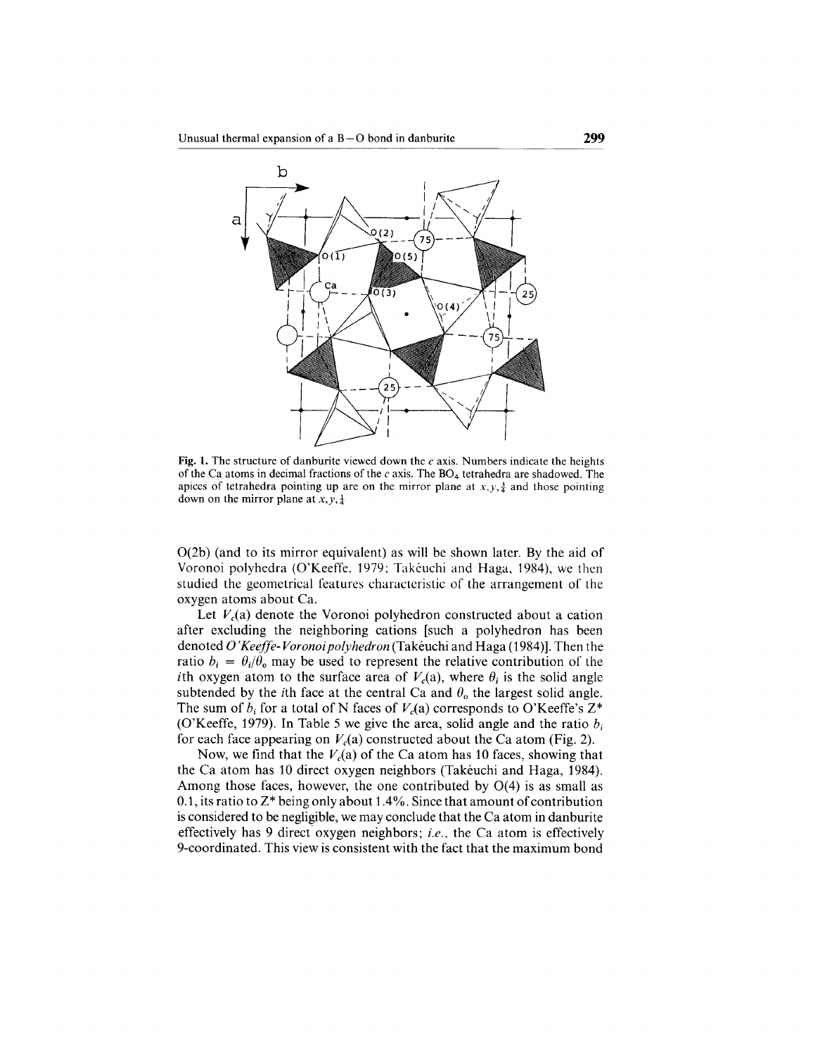Fig. 1. The structure of danburite viewed down the $c$ axis. Numbers indicate the heights of the Ca atoms in decimal fractions of the $c$ axis. The $BO_4$ tetrahedra are shadowed. The apices of tetrahedra pointing up are on the mirror plane at $x, y, \frac{3}{4}$ and those pointing down on the mirror plane at $x, y, \frac{1}{4}$

O(2b) (and to its mirror equivalent) as will be shown later. By the aid of Voronoi polyhedra (O'Keeffe, 1979; Takéuchi and Haga, 1984), we then studied the geometrical features characteristic of the arrangement of the oxygen atoms about Ca.

Let $V_c(a)$ denote the Voronoi polyhedron constructed about a cation after excluding the neighboring cations [such a polyhedron has been denoted *O'Keeffe-Voronoi polyhedron* (Takéuchi and Haga (1984)]. Then the ratio $b_i = \theta_i/\theta_o$ may be used to represent the relative contribution of the $i$th oxygen atom to the surface area of $V_c(a)$, where $\theta_i$ is the solid angle subtended by the $i$th face at the central Ca and $\theta_o$ the largest solid angle. The sum of $b_i$ for a total of N faces of $V_c(a)$ corresponds to O'Keeffe's $Z^*$ (O'Keeffe, 1979). In Table 5 we give the area, solid angle and the ratio $b_i$ for each face appearing on $V_c(a)$ constructed about the Ca atom (Fig. 2).

Now, we find that the $V_c(a)$ of the Ca atom has 10 faces, showing that the Ca atom has 10 direct oxygen neighbors (Takéuchi and Haga, 1984). Among those faces, however, the one contributed by O(4) is as small as 0.1, its ratio to $Z^*$ being only about 1.4%. Since that amount of contribution is considered to be negligible, we may conclude that the Ca atom in danburite effectively has 9 direct oxygen neighbors; *i.e.*, the Ca atom is effectively 9-coordinated. This view is consistent with the fact that the maximum bond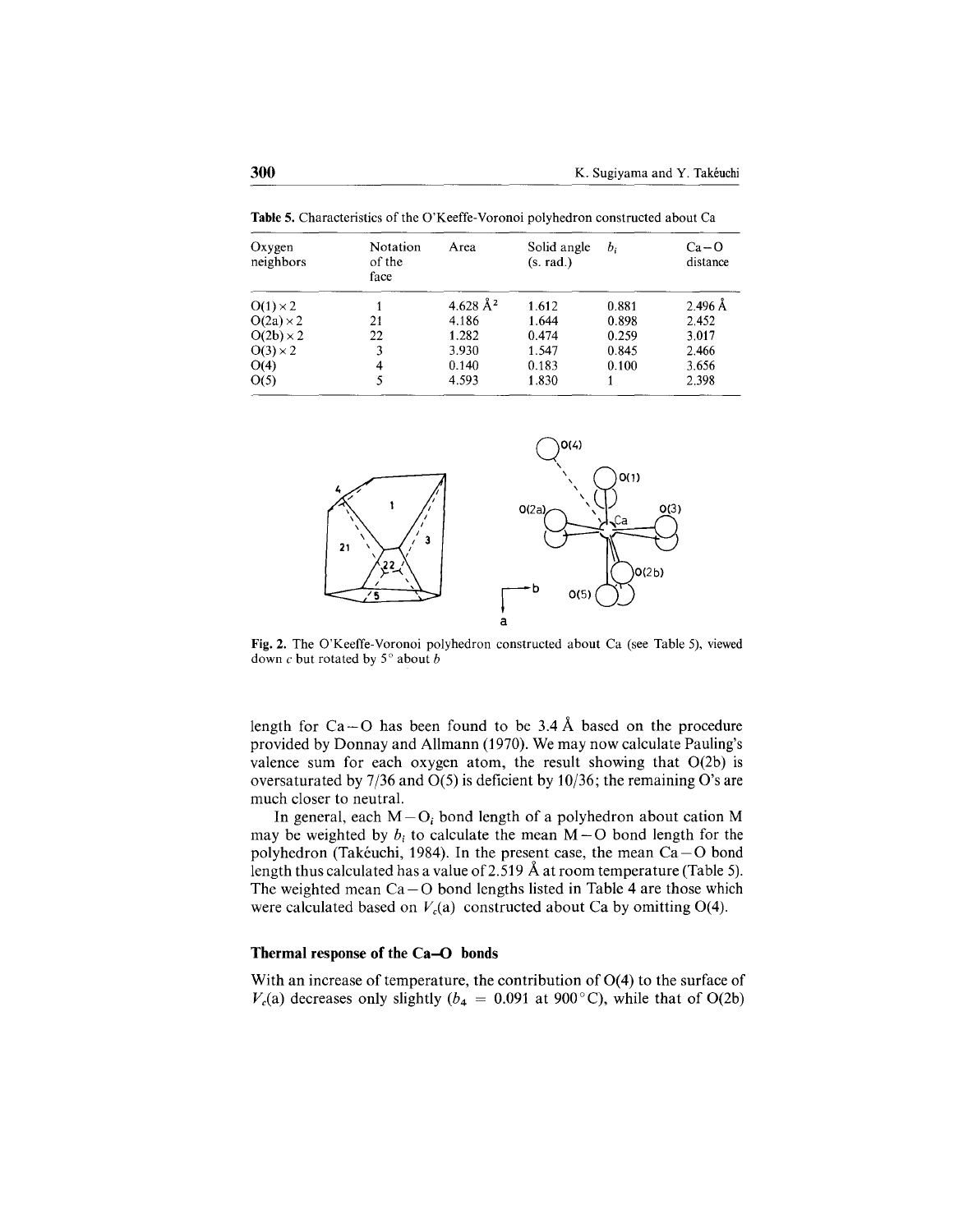**Table 5.** Characteristics of the O'Keeffe-Voronoi polyhedron constructed about Ca

| Oxygen neighbors | Notation of the face | Area | Solid angle (s. rad.) | $b_i$ | Ca–O distance |
|---|---|---|---|---|---|
| O(1) × 2 | 1 | 4.628 Å² | 1.612 | 0.881 | 2.496 Å |
| O(2a) × 2 | 21 | 4.186 | 1.644 | 0.898 | 2.452 |
| O(2b) × 2 | 22 | 1.282 | 0.474 | 0.259 | 3.017 |
| O(3) × 2 | 3 | 3.930 | 1.547 | 0.845 | 2.466 |
| O(4) | 4 | 0.140 | 0.183 | 0.100 | 3.656 |
| O(5) | 5 | 4.593 | 1.830 | 1 | 2.398 |

**Fig. 2.** The O'Keeffe-Voronoi polyhedron constructed about Ca (see Table 5), viewed down $c$ but rotated by 5° about $b$

length for Ca–O has been found to be 3.4 Å based on the procedure provided by Donnay and Allmann (1970). We may now calculate Pauling's valence sum for each oxygen atom, the result showing that O(2b) is oversaturated by 7/36 and O(5) is deficient by 10/36; the remaining O's are much closer to neutral.

In general, each $M-O_i$ bond length of a polyhedron about cation M may be weighted by $b_i$ to calculate the mean M–O bond length for the polyhedron (Takéuchi, 1984). In the present case, the mean Ca–O bond length thus calculated has a value of 2.519 Å at room temperature (Table 5). The weighted mean Ca–O bond lengths listed in Table 4 are those which were calculated based on $V_c(a)$ constructed about Ca by omitting O(4).

### Thermal response of the Ca–O bonds

With an increase of temperature, the contribution of O(4) to the surface of $V_c(a)$ decreases only slightly ($b_4 = 0.091$ at 900 °C), while that of O(2b)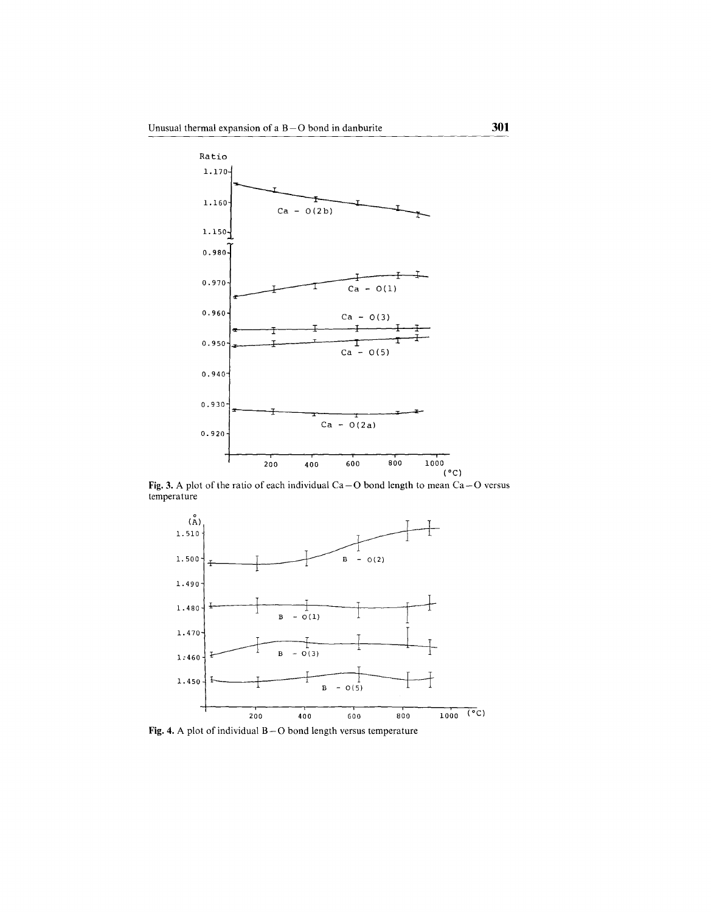Fig. 3. A plot of the ratio of each individual Ca – O bond length to mean Ca – O versus temperature

Fig. 4. A plot of individual B – O bond length versus temperature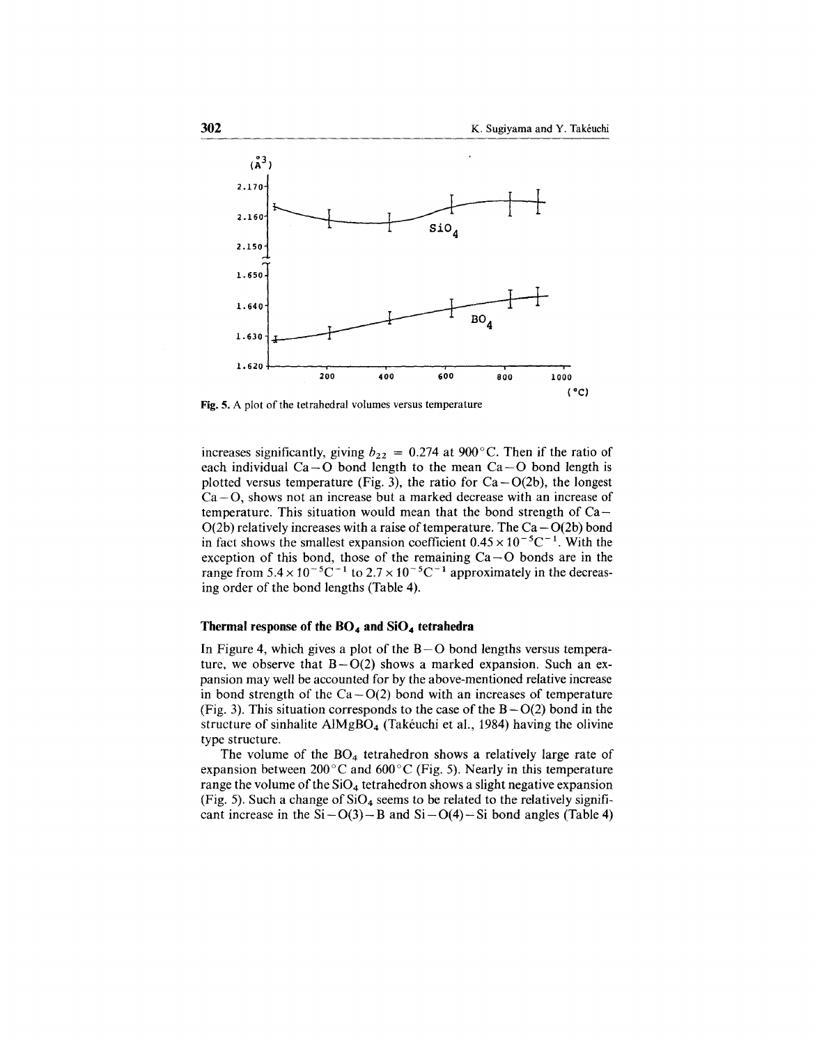Fig. 5. A plot of the tetrahedral volumes versus temperature

increases significantly, giving $b_{22} = 0.274$ at 900°C. Then if the ratio of each individual Ca—O bond length to the mean Ca—O bond length is plotted versus temperature (Fig. 3), the ratio for Ca—O(2b), the longest Ca—O, shows not an increase but a marked decrease with an increase of temperature. This situation would mean that the bond strength of Ca—O(2b) relatively increases with a raise of temperature. The Ca—O(2b) bond in fact shows the smallest expansion coefficient $0.45 \times 10^{-5}C^{-1}$. With the exception of this bond, those of the remaining Ca—O bonds are in the range from $5.4 \times 10^{-5}C^{-1}$ to $2.7 \times 10^{-5}C^{-1}$ approximately in the decreasing order of the bond lengths (Table 4).

### Thermal response of the $BO_4$ and $SiO_4$ tetrahedra

In Figure 4, which gives a plot of the B—O bond lengths versus temperature, we observe that B—O(2) shows a marked expansion. Such an expansion may well be accounted for by the above-mentioned relative increase in bond strength of the Ca—O(2) bond with an increases of temperature (Fig. 3). This situation corresponds to the case of the B—O(2) bond in the structure of sinhalite $AlMgBO_4$ (Takéuchi et al., 1984) having the olivine type structure.

The volume of the $BO_4$ tetrahedron shows a relatively large rate of expansion between 200°C and 600°C (Fig. 5). Nearly in this temperature range the volume of the $SiO_4$ tetrahedron shows a slight negative expansion (Fig. 5). Such a change of $SiO_4$ seems to be related to the relatively significant increase in the Si—O(3)—B and Si—O(4)—Si bond angles (Table 4)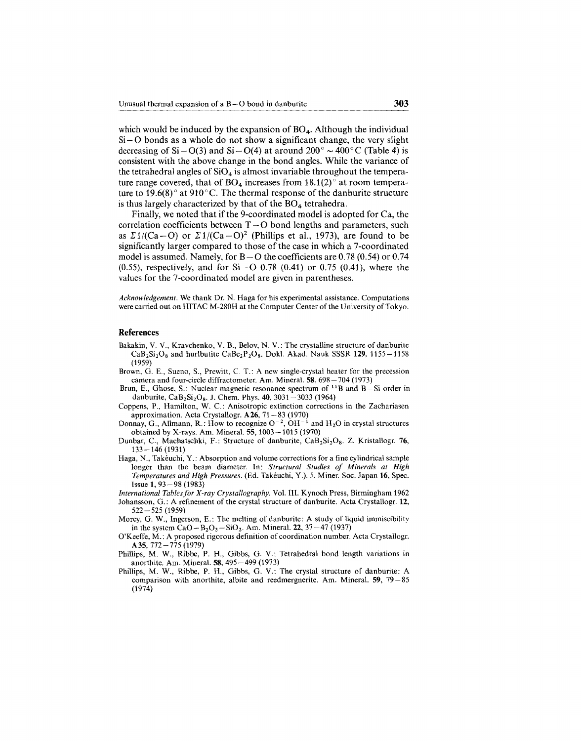which would be induced by the expansion of $BO_4$. Although the individual Si – O bonds as a whole do not show a significant change, the very slight decreasing of Si – O(3) and Si – O(4) at around 200° ~ 400° C (Table 4) is consistent with the above change in the bond angles. While the variance of the tetrahedral angles of $SiO_4$ is almost invariable throughout the temperature range covered, that of $BO_4$ increases from 18.1(2)° at room temperature to 19.6(8)° at 910° C. The thermal response of the danburite structure is thus largely characterized by that of the $BO_4$ tetrahedra.

Finally, we noted that if the 9-coordinated model is adopted for Ca, the correlation coefficients between T – O bond lengths and parameters, such as $\Sigma 1/(\text{Ca}-\text{O})$ or $\Sigma 1/(\text{Ca}-\text{O})^2$ (Phillips et al., 1973), are found to be significantly larger compared to those of the case in which a 7-coordinated model is assumed. Namely, for B – O the coefficients are 0.78 (0.54) or 0.74 (0.55), respectively, and for Si – O 0.78 (0.41) or 0.75 (0.41), where the values for the 7-coordinated model are given in parentheses.

*Acknowledgement.* We thank Dr. N. Haga for his experimental assistance. Computations were carried out on HITAC M-280H at the Computer Center of the University of Tokyo.

## References

Bakakin, V. V., Kravchenko, V. B., Belov, N. V.: The crystalline structure of danburite $CaB_2Si_2O_8$ and hurlbutite $CaBe_2P_2O_8$. Dokl. Akad. Nauk SSSR **129**, 1155 – 1158 (1959)

Brown, G. E., Sueno, S., Prewitt, C. T.: A new single-crystal heater for the precession camera and four-circle diffractometer. Am. Mineral. **58**, 698 – 704 (1973)

Brun, E., Ghose, S.: Nuclear magnetic resonance spectrum of $^{11}B$ and B – Si order in danburite, $CaB_2Si_2O_8$. J. Chem. Phys. **40**, 3031 – 3033 (1964)

Coppens, P., Hamilton, W. C.: Anisotropic extinction corrections in the Zachariasen approximation. Acta Crystallogr. **A26**, 71 – 83 (1970)

Donnay, G., Allmann, R.: How to recognize $O^{-2}$, $OH^{-1}$ and $H_2O$ in crystal structures obtained by X-rays. Am. Mineral. **55**, 1003 – 1015 (1970)

Dunbar, C., Machatschki, F.: Structure of danburite, $CaB_2Si_2O_8$. Z. Kristallogr. **76**, 133 – 146 (1931)

Haga, N., Takéuchi, Y.: Absorption and volume corrections for a fine cylindrical sample longer than the beam diameter. In: *Structural Studies of Minerals at High Temperatures and High Pressures*. (Ed. Takéuchi, Y.). J. Miner. Soc. Japan **16**, Spec. Issue **1**, 93 – 98 (1983)

*International Tables for X-ray Crystallography*. Vol. III. Kynoch Press, Birmingham 1962

Johansson, G.: A refinement of the crystal structure of danburite. Acta Crystallogr. **12**, 522 – 525 (1959)

Morey, G. W., Ingerson, E.: The melting of danburite: A study of liquid immiscibility in the system $CaO-B_2O_3-SiO_2$. Am. Mineral. **22**, 37 – 47 (1937)

O'Keeffe, M.: A proposed rigorous definition of coordination number. Acta Crystallogr. **A35**, 772 – 775 (1979)

Phillips, M. W., Ribbe, P. H., Gibbs, G. V.: Tetrahedral bond length variations in anorthite. Am. Mineral. **58**, 495 – 499 (1973)

Phillips, M. W., Ribbe, P. H., Gibbs, G. V.: The crystal structure of danburite: A comparison with anorthite, albite and reedmergnerite. Am. Mineral. **59**, 79 – 85 (1974)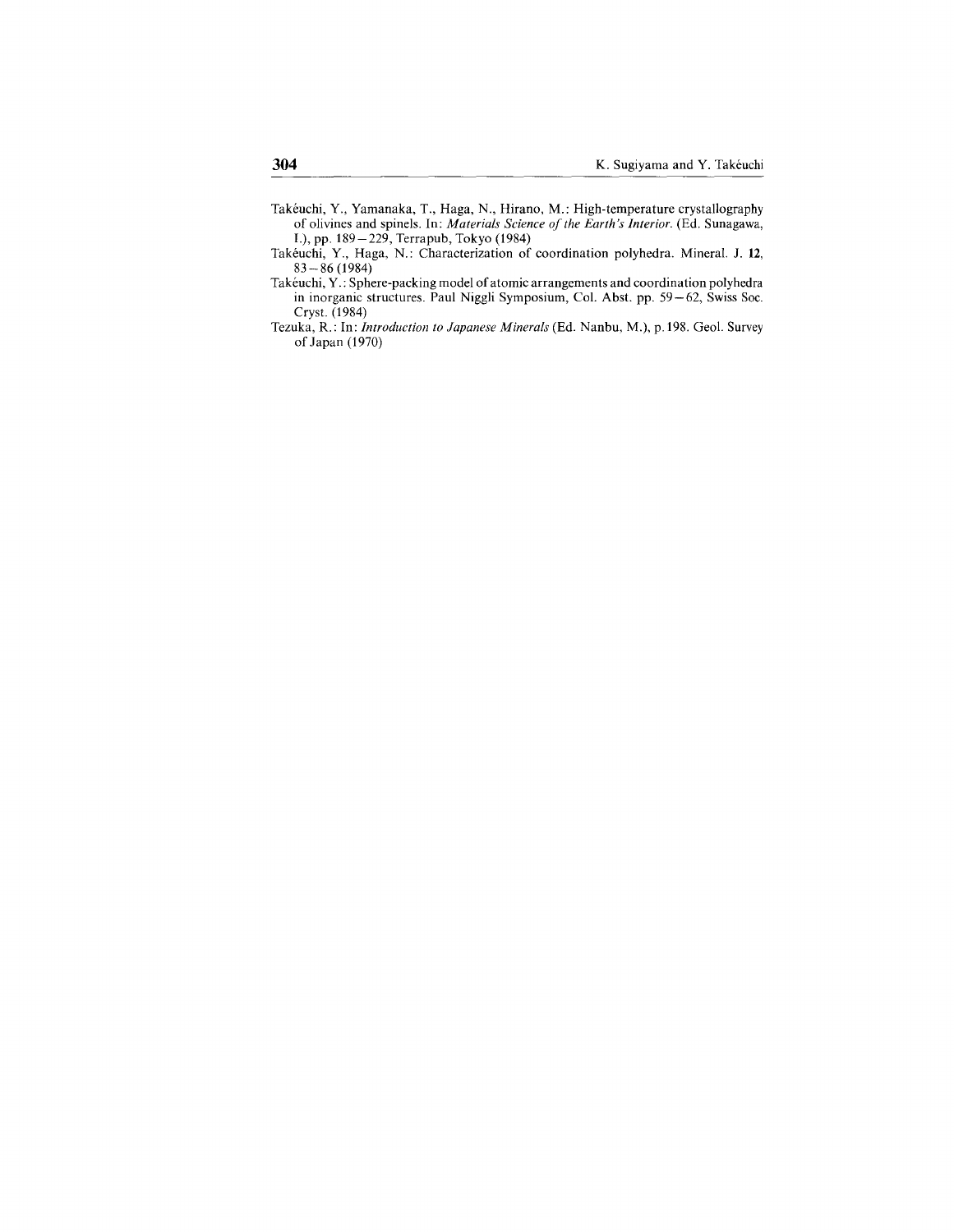Takéuchi, Y., Yamanaka, T., Haga, N., Hirano, M.: High-temperature crystallography of olivines and spinels. In: *Materials Science of the Earth's Interior.* (Ed. Sunagawa, I.), pp. 189–229, Terrapub, Tokyo (1984)

Takéuchi, Y., Haga, N.: Characterization of coordination polyhedra. Mineral. J. **12**, 83–86 (1984)

Takéuchi, Y.: Sphere-packing model of atomic arrangements and coordination polyhedra in inorganic structures. Paul Niggli Symposium, Col. Abst. pp. 59–62, Swiss Soc. Cryst. (1984)

Tezuka, R.: In: *Introduction to Japanese Minerals* (Ed. Nanbu, M.), p. 198. Geol. Survey of Japan (1970)